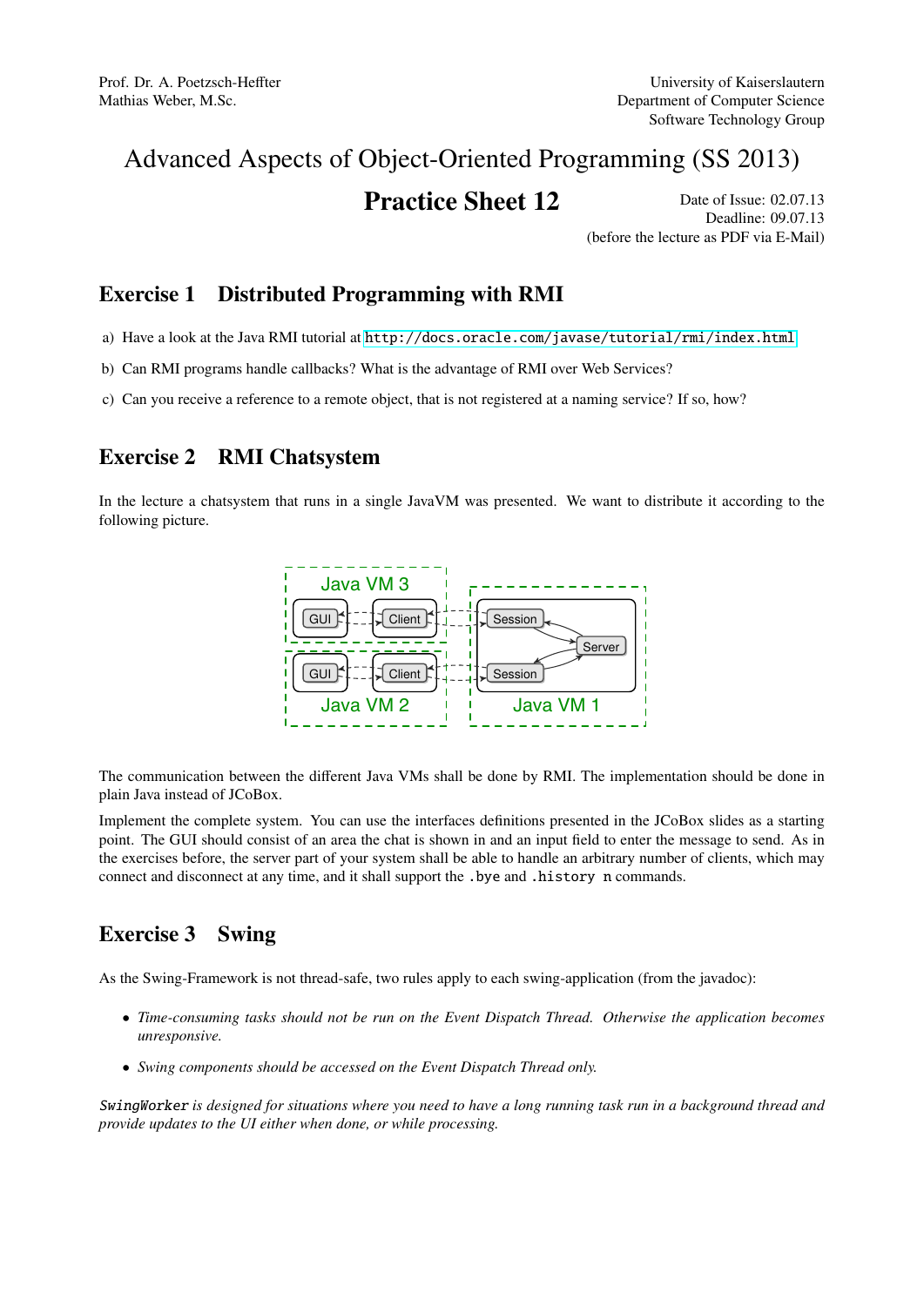Prof. Dr. A. Poetzsch-Heffter
Mathias Weber, M.Sc.

University of Kaiserslautern
Department of Computer Science
Software Technology Group

# Advanced Aspects of Object-Oriented Programming (SS 2013)

## Practice Sheet 12

Date of Issue: 02.07.13
Deadline: 09.07.13
(before the lecture as PDF via E-Mail)

## Exercise 1 Distributed Programming with RMI

a) Have a look at the Java RMI tutorial at `http://docs.oracle.com/javase/tutorial/rmi/index.html`

b) Can RMI programs handle callbacks? What is the advantage of RMI over Web Services?

c) Can you receive a reference to a remote object, that is not registered at a naming service? If so, how?

## Exercise 2 RMI Chatsystem

In the lecture a chatsystem that runs in a single JavaVM was presented. We want to distribute it according to the following picture.

Java VM 3: GUI, Client
Java VM 2: GUI, Client
Java VM 1: Session, Server, Session

The communication between the different Java VMs shall be done by RMI. The implementation should be done in plain Java instead of JCoBox.

Implement the complete system. You can use the interfaces definitions presented in the JCoBox slides as a starting point. The GUI should consist of an area the chat is shown in and an input field to enter the message to send. As in the exercises before, the server part of your system shall be able to handle an arbitrary number of clients, which may connect and disconnect at any time, and it shall support the `.bye` and `.history n` commands.

## Exercise 3 Swing

As the Swing-Framework is not thread-safe, two rules apply to each swing-application (from the javadoc):

- *Time-consuming tasks should not be run on the Event Dispatch Thread. Otherwise the application becomes unresponsive.*
- *Swing components should be accessed on the Event Dispatch Thread only.*

*`SwingWorker` is designed for situations where you need to have a long running task run in a background thread and provide updates to the UI either when done, or while processing.*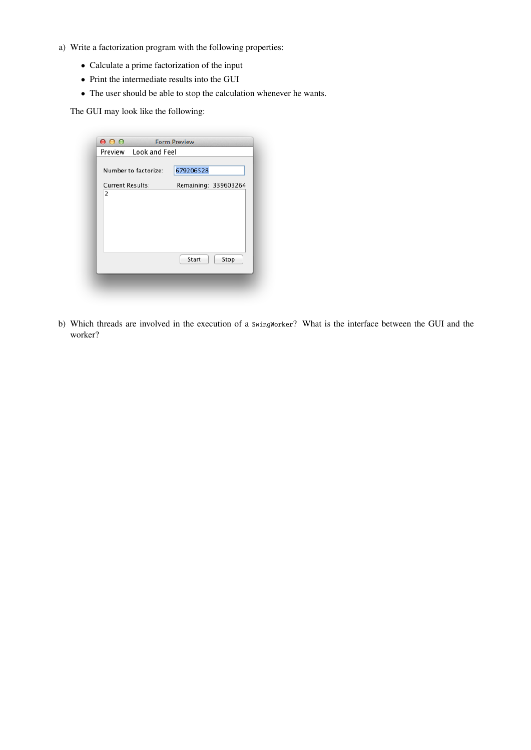a) Write a factorization program with the following properties:

- Calculate a prime factorization of the input
- Print the intermediate results into the GUI
- The user should be able to stop the calculation whenever he wants.

The GUI may look like the following:

Form Preview

Preview Look and Feel

Number to factorize: 679206528

Current Results: Remaining: 339603264

2

Start Stop

b) Which threads are involved in the execution of a `SwingWorker`? What is the interface between the GUI and the worker?